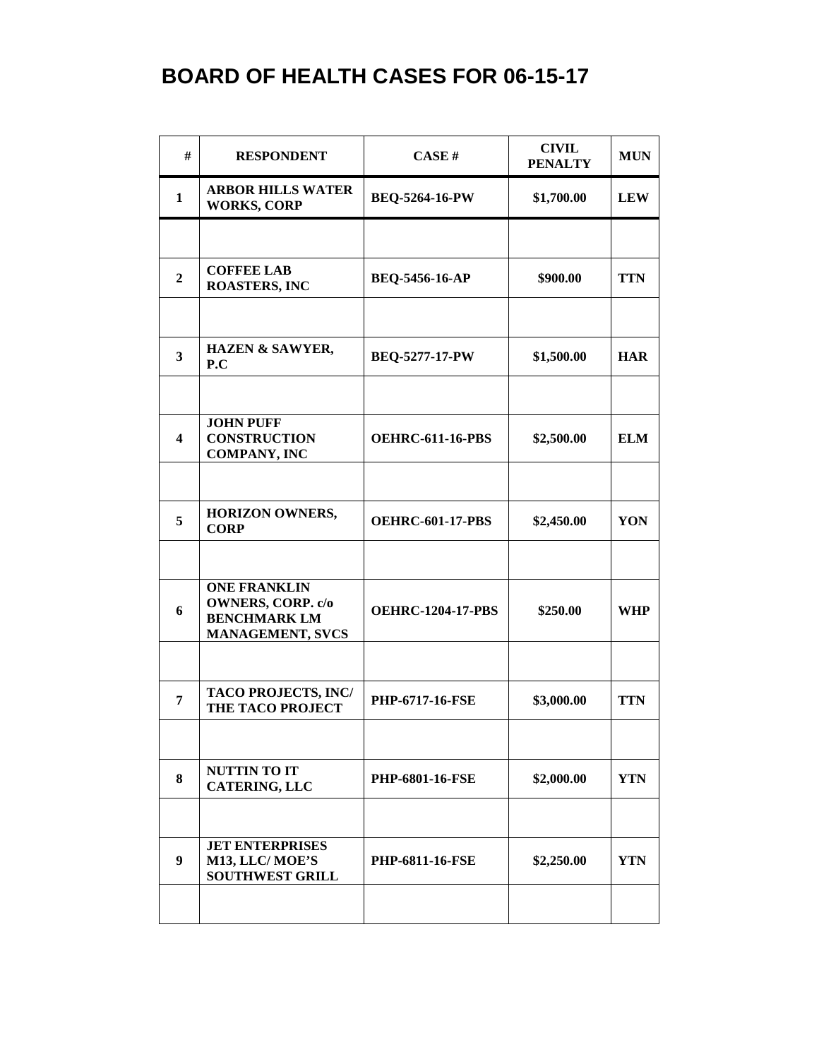# BOARD OF HEALTH CASES FOR 06-15-17

| # | RESPONDENT | CASE # | CIVIL PENALTY | MUN |
|---|---|---|---|---|
| 1 | ARBOR HILLS WATER WORKS, CORP | BEQ-5264-16-PW | $1,700.00 | LEW |
| | | | | |
| 2 | COFFEE LAB ROASTERS, INC | BEQ-5456-16-AP | $900.00 | TTN |
| | | | | |
| 3 | HAZEN & SAWYER, P.C | BEQ-5277-17-PW | $1,500.00 | HAR |
| | | | | |
| 4 | JOHN PUFF CONSTRUCTION COMPANY, INC | OEHRC-611-16-PBS | $2,500.00 | ELM |
| | | | | |
| 5 | HORIZON OWNERS, CORP | OEHRC-601-17-PBS | $2,450.00 | YON |
| | | | | |
| 6 | ONE FRANKLIN OWNERS, CORP. c/o BENCHMARK LM MANAGEMENT, SVCS | OEHRC-1204-17-PBS | $250.00 | WHP |
| | | | | |
| 7 | TACO PROJECTS, INC/ THE TACO PROJECT | PHP-6717-16-FSE | $3,000.00 | TTN |
| | | | | |
| 8 | NUTTIN TO IT CATERING, LLC | PHP-6801-16-FSE | $2,000.00 | YTN |
| | | | | |
| 9 | JET ENTERPRISES M13, LLC/ MOE'S SOUTHWEST GRILL | PHP-6811-16-FSE | $2,250.00 | YTN |
| | | | | |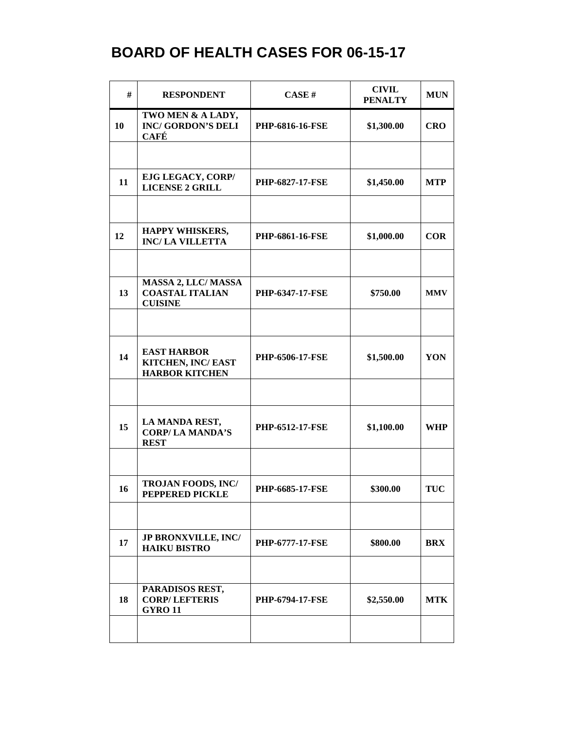# BOARD OF HEALTH CASES FOR 06-15-17

| # | RESPONDENT | CASE # | CIVIL PENALTY | MUN |
|---|---|---|---|---|
| 10 | TWO MEN & A LADY, INC/ GORDON'S DELI CAFÉ | PHP-6816-16-FSE | $1,300.00 | CRO |
| | | | | |
| 11 | EJG LEGACY, CORP/ LICENSE 2 GRILL | PHP-6827-17-FSE | $1,450.00 | MTP |
| | | | | |
| 12 | HAPPY WHISKERS, INC/ LA VILLETTA | PHP-6861-16-FSE | $1,000.00 | COR |
| | | | | |
| 13 | MASSA 2, LLC/ MASSA COASTAL ITALIAN CUISINE | PHP-6347-17-FSE | $750.00 | MMV |
| | | | | |
| 14 | EAST HARBOR KITCHEN, INC/ EAST HARBOR KITCHEN | PHP-6506-17-FSE | $1,500.00 | YON |
| | | | | |
| 15 | LA MANDA REST, CORP/ LA MANDA'S REST | PHP-6512-17-FSE | $1,100.00 | WHP |
| | | | | |
| 16 | TROJAN FOODS, INC/ PEPPERED PICKLE | PHP-6685-17-FSE | $300.00 | TUC |
| | | | | |
| 17 | JP BRONXVILLE, INC/ HAIKU BISTRO | PHP-6777-17-FSE | $800.00 | BRX |
| | | | | |
| 18 | PARADISOS REST, CORP/ LEFTERIS GYRO 11 | PHP-6794-17-FSE | $2,550.00 | MTK |
| | | | | |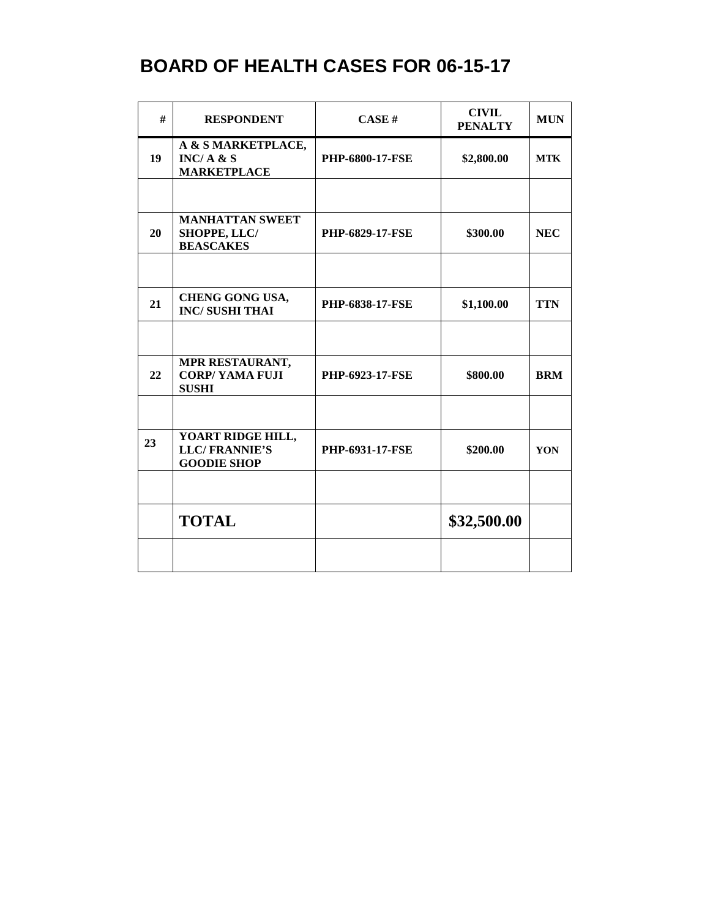# BOARD OF HEALTH CASES FOR 06-15-17

| # | RESPONDENT | CASE # | CIVIL PENALTY | MUN |
|---|---|---|---|---|
| 19 | A & S MARKETPLACE, INC/ A & S MARKETPLACE | PHP-6800-17-FSE | $2,800.00 | MTK |
| | | | | |
| 20 | MANHATTAN SWEET SHOPPE, LLC/ BEASCAKES | PHP-6829-17-FSE | $300.00 | NEC |
| | | | | |
| 21 | CHENG GONG USA, INC/ SUSHI THAI | PHP-6838-17-FSE | $1,100.00 | TTN |
| | | | | |
| 22 | MPR RESTAURANT, CORP/ YAMA FUJI SUSHI | PHP-6923-17-FSE | $800.00 | BRM |
| | | | | |
| 23 | YOART RIDGE HILL, LLC/ FRANNIE'S GOODIE SHOP | PHP-6931-17-FSE | $200.00 | YON |
| | | | | |
| | **TOTAL** | | **$32,500.00** | |
| | | | | |